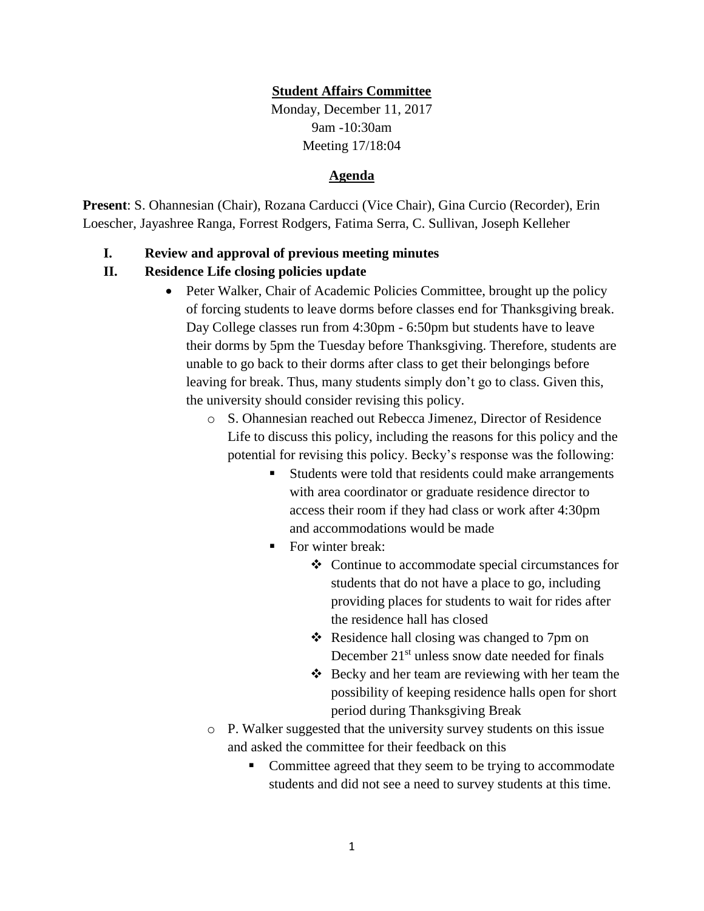**Student Affairs Committee**

Monday, December 11, 2017
9am -10:30am
Meeting 17/18:04

**Agenda**

**Present**: S. Ohannesian (Chair), Rozana Carducci (Vice Chair), Gina Curcio (Recorder), Erin Loescher, Jayashree Ranga, Forrest Rodgers, Fatima Serra, C. Sullivan, Joseph Kelleher

**I. Review and approval of previous meeting minutes**

**II. Residence Life closing policies update**

- Peter Walker, Chair of Academic Policies Committee, brought up the policy of forcing students to leave dorms before classes end for Thanksgiving break. Day College classes run from 4:30pm - 6:50pm but students have to leave their dorms by 5pm the Tuesday before Thanksgiving. Therefore, students are unable to go back to their dorms after class to get their belongings before leaving for break. Thus, many students simply don't go to class. Given this, the university should consider revising this policy.
  - S. Ohannesian reached out Rebecca Jimenez, Director of Residence Life to discuss this policy, including the reasons for this policy and the potential for revising this policy. Becky's response was the following:
    - Students were told that residents could make arrangements with area coordinator or graduate residence director to access their room if they had class or work after 4:30pm and accommodations would be made
    - For winter break:
      - Continue to accommodate special circumstances for students that do not have a place to go, including providing places for students to wait for rides after the residence hall has closed
      - Residence hall closing was changed to 7pm on December 21st unless snow date needed for finals
      - Becky and her team are reviewing with her team the possibility of keeping residence halls open for short period during Thanksgiving Break
  - P. Walker suggested that the university survey students on this issue and asked the committee for their feedback on this
    - Committee agreed that they seem to be trying to accommodate students and did not see a need to survey students at this time.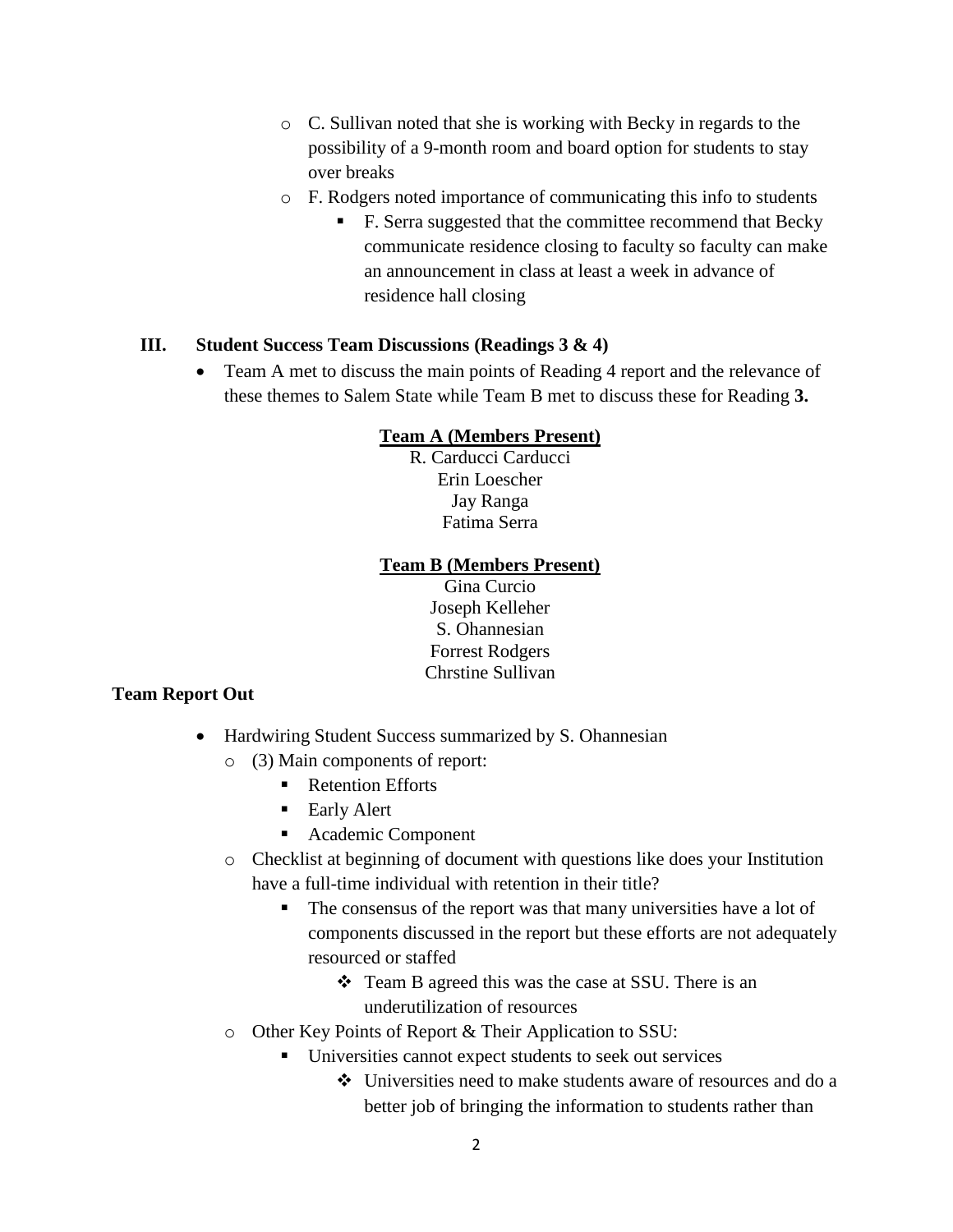- C. Sullivan noted that she is working with Becky in regards to the possibility of a 9-month room and board option for students to stay over breaks
- F. Rodgers noted importance of communicating this info to students
  - F. Serra suggested that the committee recommend that Becky communicate residence closing to faculty so faculty can make an announcement in class at least a week in advance of residence hall closing

## III. Student Success Team Discussions (Readings 3 & 4)

- Team A met to discuss the main points of Reading 4 report and the relevance of these themes to Salem State while Team B met to discuss these for Reading **3.**

**Team A (Members Present)**

R. Carducci Carducci
Erin Loescher
Jay Ranga
Fatima Serra

**Team B (Members Present)**

Gina Curcio
Joseph Kelleher
S. Ohannesian
Forrest Rodgers
Chrstine Sullivan

**Team Report Out**

- Hardwiring Student Success summarized by S. Ohannesian
  - (3) Main components of report:
    - Retention Efforts
    - Early Alert
    - Academic Component
  - Checklist at beginning of document with questions like does your Institution have a full-time individual with retention in their title?
    - The consensus of the report was that many universities have a lot of components discussed in the report but these efforts are not adequately resourced or staffed
      - Team B agreed this was the case at SSU. There is an underutilization of resources
  - Other Key Points of Report & Their Application to SSU:
    - Universities cannot expect students to seek out services
      - Universities need to make students aware of resources and do a better job of bringing the information to students rather than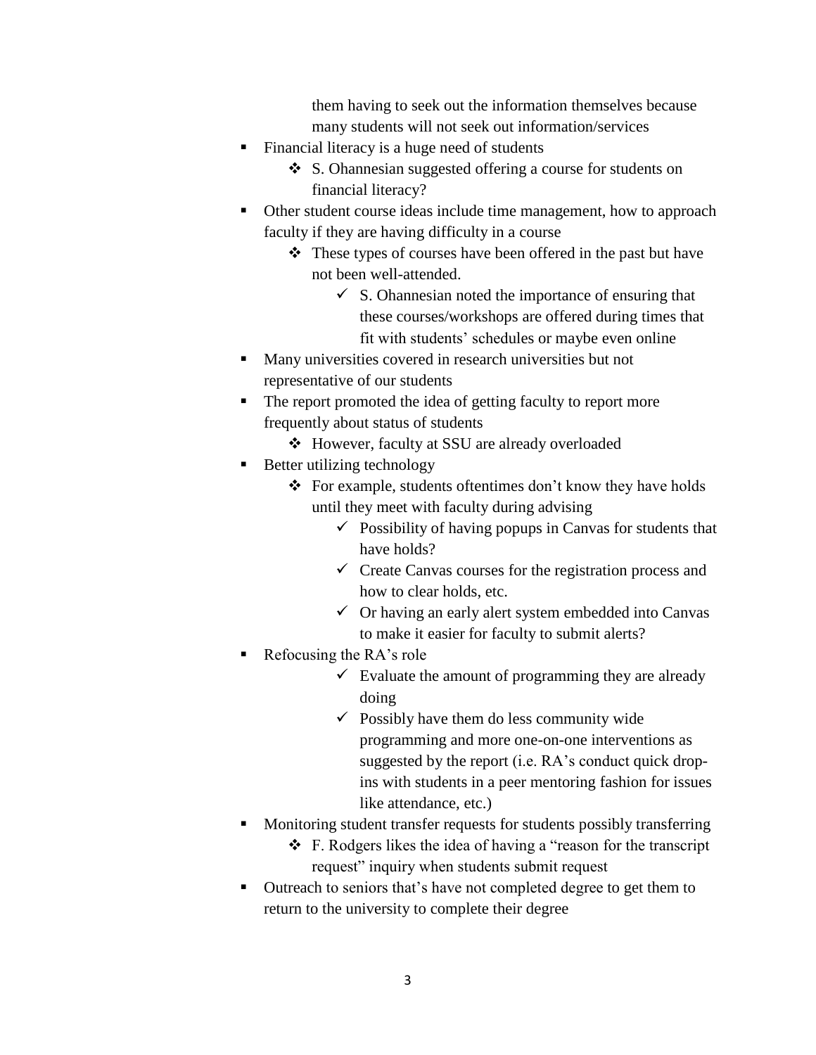them having to seek out the information themselves because many students will not seek out information/services

- Financial literacy is a huge need of students
  - S. Ohannesian suggested offering a course for students on financial literacy?
- Other student course ideas include time management, how to approach faculty if they are having difficulty in a course
  - These types of courses have been offered in the past but have not been well-attended.
    - S. Ohannesian noted the importance of ensuring that these courses/workshops are offered during times that fit with students' schedules or maybe even online
- Many universities covered in research universities but not representative of our students
- The report promoted the idea of getting faculty to report more frequently about status of students
  - However, faculty at SSU are already overloaded
- Better utilizing technology
  - For example, students oftentimes don't know they have holds until they meet with faculty during advising
    - Possibility of having popups in Canvas for students that have holds?
    - Create Canvas courses for the registration process and how to clear holds, etc.
    - Or having an early alert system embedded into Canvas to make it easier for faculty to submit alerts?
- Refocusing the RA's role
    - Evaluate the amount of programming they are already doing
    - Possibly have them do less community wide programming and more one-on-one interventions as suggested by the report (i.e. RA's conduct quick drop-ins with students in a peer mentoring fashion for issues like attendance, etc.)
- Monitoring student transfer requests for students possibly transferring
  - F. Rodgers likes the idea of having a "reason for the transcript request" inquiry when students submit request
- Outreach to seniors that's have not completed degree to get them to return to the university to complete their degree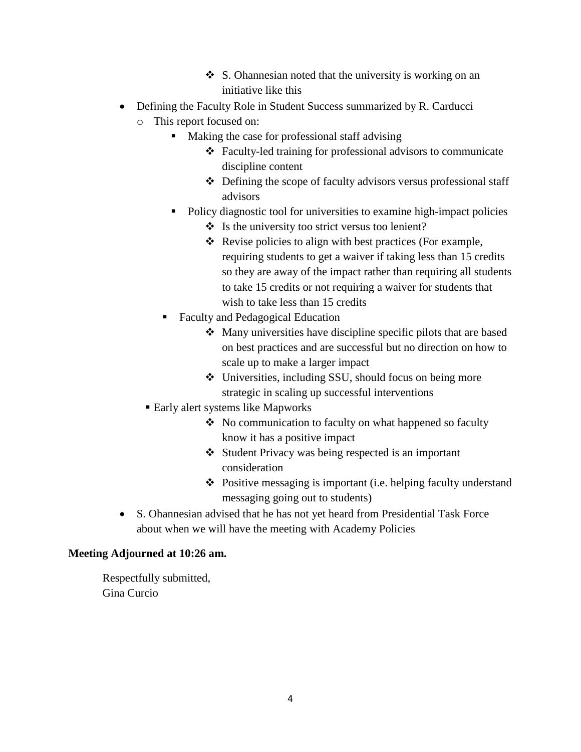- S. Ohannesian noted that the university is working on an initiative like this
- Defining the Faculty Role in Student Success summarized by R. Carducci
    - This report focused on:
        - Making the case for professional staff advising
            - Faculty-led training for professional advisors to communicate discipline content
            - Defining the scope of faculty advisors versus professional staff advisors
        - Policy diagnostic tool for universities to examine high-impact policies
            - Is the university too strict versus too lenient?
            - Revise policies to align with best practices (For example, requiring students to get a waiver if taking less than 15 credits so they are away of the impact rather than requiring all students to take 15 credits or not requiring a waiver for students that wish to take less than 15 credits
        - Faculty and Pedagogical Education
            - Many universities have discipline specific pilots that are based on best practices and are successful but no direction on how to scale up to make a larger impact
            - Universities, including SSU, should focus on being more strategic in scaling up successful interventions
        - Early alert systems like Mapworks
            - No communication to faculty on what happened so faculty know it has a positive impact
            - Student Privacy was being respected is an important consideration
            - Positive messaging is important (i.e. helping faculty understand messaging going out to students)
- S. Ohannesian advised that he has not yet heard from Presidential Task Force about when we will have the meeting with Academy Policies

**Meeting Adjourned at 10:26 am.**

Respectfully submitted,
Gina Curcio